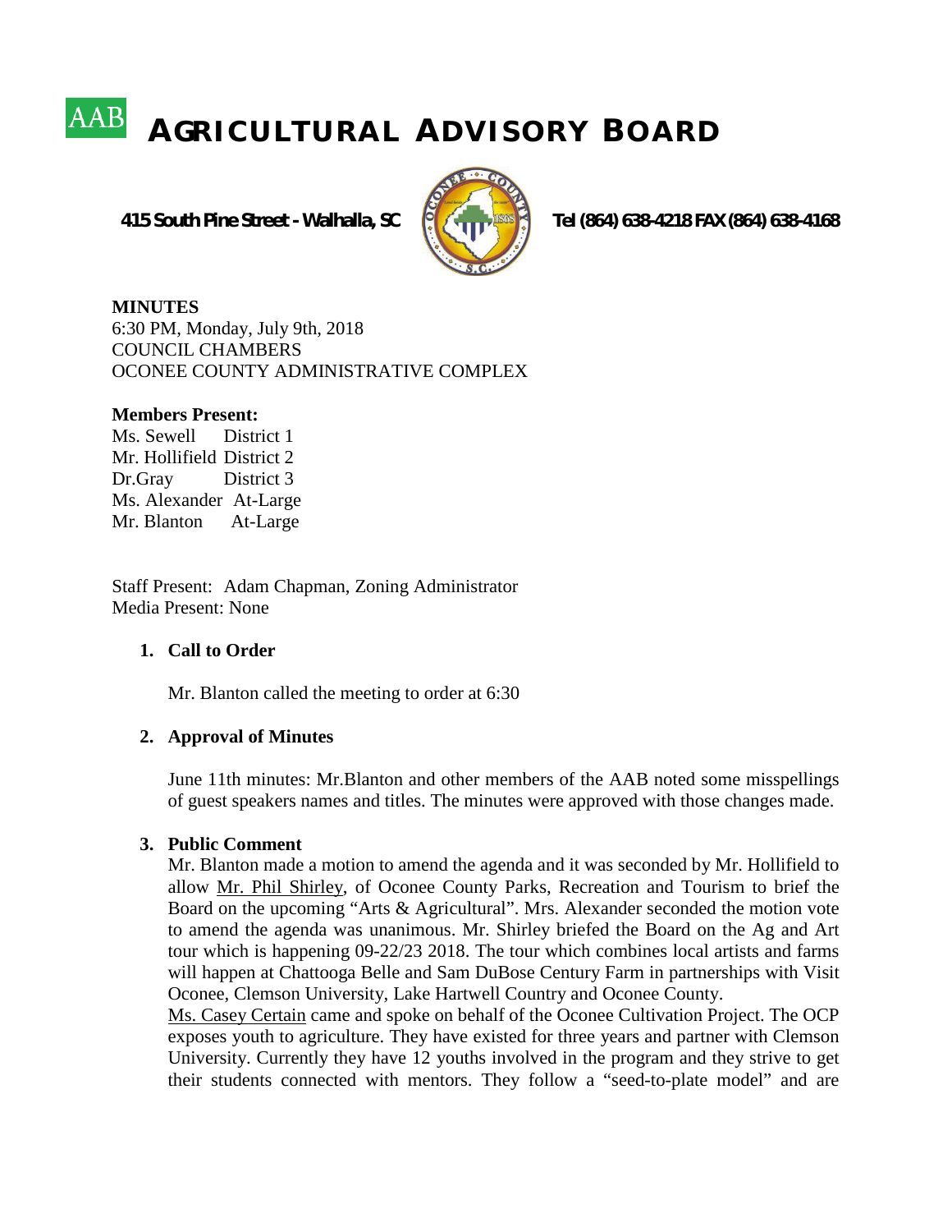# AAB AGRICULTURAL ADVISORY BOARD

**415 South Pine Street - Walhalla, SC** **Tel (864) 638-4218 FAX (864) 638-4168**

**MINUTES**
6:30 PM, Monday, July 9th, 2018
COUNCIL CHAMBERS
OCONEE COUNTY ADMINISTRATIVE COMPLEX

**Members Present:**
Ms. Sewell District 1
Mr. Hollifield District 2
Dr.Gray District 3
Ms. Alexander At-Large
Mr. Blanton At-Large

Staff Present: Adam Chapman, Zoning Administrator
Media Present: None

1. **Call to Order**

   Mr. Blanton called the meeting to order at 6:30

2. **Approval of Minutes**

   June 11th minutes: Mr.Blanton and other members of the AAB noted some misspellings of guest speakers names and titles. The minutes were approved with those changes made.

3. **Public Comment**

   Mr. Blanton made a motion to amend the agenda and it was seconded by Mr. Hollifield to allow Mr. Phil Shirley, of Oconee County Parks, Recreation and Tourism to brief the Board on the upcoming "Arts & Agricultural". Mrs. Alexander seconded the motion vote to amend the agenda was unanimous. Mr. Shirley briefed the Board on the Ag and Art tour which is happening 09-22/23 2018. The tour which combines local artists and farms will happen at Chattooga Belle and Sam DuBose Century Farm in partnerships with Visit Oconee, Clemson University, Lake Hartwell Country and Oconee County.

   Ms. Casey Certain came and spoke on behalf of the Oconee Cultivation Project. The OCP exposes youth to agriculture. They have existed for three years and partner with Clemson University. Currently they have 12 youths involved in the program and they strive to get their students connected with mentors. They follow a "seed-to-plate model" and are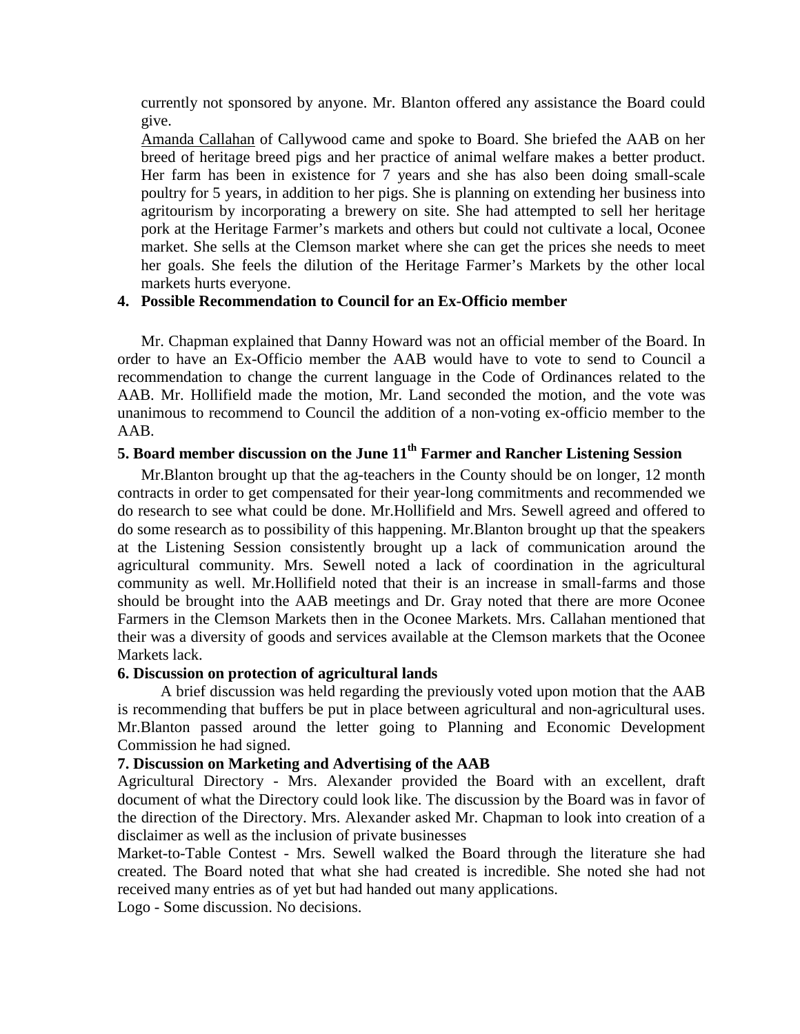currently not sponsored by anyone. Mr. Blanton offered any assistance the Board could give.

Amanda Callahan of Callywood came and spoke to Board. She briefed the AAB on her breed of heritage breed pigs and her practice of animal welfare makes a better product. Her farm has been in existence for 7 years and she has also been doing small-scale poultry for 5 years, in addition to her pigs. She is planning on extending her business into agritourism by incorporating a brewery on site. She had attempted to sell her heritage pork at the Heritage Farmer's markets and others but could not cultivate a local, Oconee market. She sells at the Clemson market where she can get the prices she needs to meet her goals. She feels the dilution of the Heritage Farmer's Markets by the other local markets hurts everyone.

**4. Possible Recommendation to Council for an Ex-Officio member**

Mr. Chapman explained that Danny Howard was not an official member of the Board. In order to have an Ex-Officio member the AAB would have to vote to send to Council a recommendation to change the current language in the Code of Ordinances related to the AAB. Mr. Hollifield made the motion, Mr. Land seconded the motion, and the vote was unanimous to recommend to Council the addition of a non-voting ex-officio member to the AAB.

**5. Board member discussion on the June 11th Farmer and Rancher Listening Session**

Mr.Blanton brought up that the ag-teachers in the County should be on longer, 12 month contracts in order to get compensated for their year-long commitments and recommended we do research to see what could be done. Mr.Hollifield and Mrs. Sewell agreed and offered to do some research as to possibility of this happening. Mr.Blanton brought up that the speakers at the Listening Session consistently brought up a lack of communication around the agricultural community. Mrs. Sewell noted a lack of coordination in the agricultural community as well. Mr.Hollifield noted that their is an increase in small-farms and those should be brought into the AAB meetings and Dr. Gray noted that there are more Oconee Farmers in the Clemson Markets then in the Oconee Markets. Mrs. Callahan mentioned that their was a diversity of goods and services available at the Clemson markets that the Oconee Markets lack.

**6. Discussion on protection of agricultural lands**

A brief discussion was held regarding the previously voted upon motion that the AAB is recommending that buffers be put in place between agricultural and non-agricultural uses. Mr.Blanton passed around the letter going to Planning and Economic Development Commission he had signed.

**7. Discussion on Marketing and Advertising of the AAB**

Agricultural Directory - Mrs. Alexander provided the Board with an excellent, draft document of what the Directory could look like. The discussion by the Board was in favor of the direction of the Directory. Mrs. Alexander asked Mr. Chapman to look into creation of a disclaimer as well as the inclusion of private businesses

Market-to-Table Contest - Mrs. Sewell walked the Board through the literature she had created. The Board noted that what she had created is incredible. She noted she had not received many entries as of yet but had handed out many applications.

Logo - Some discussion. No decisions.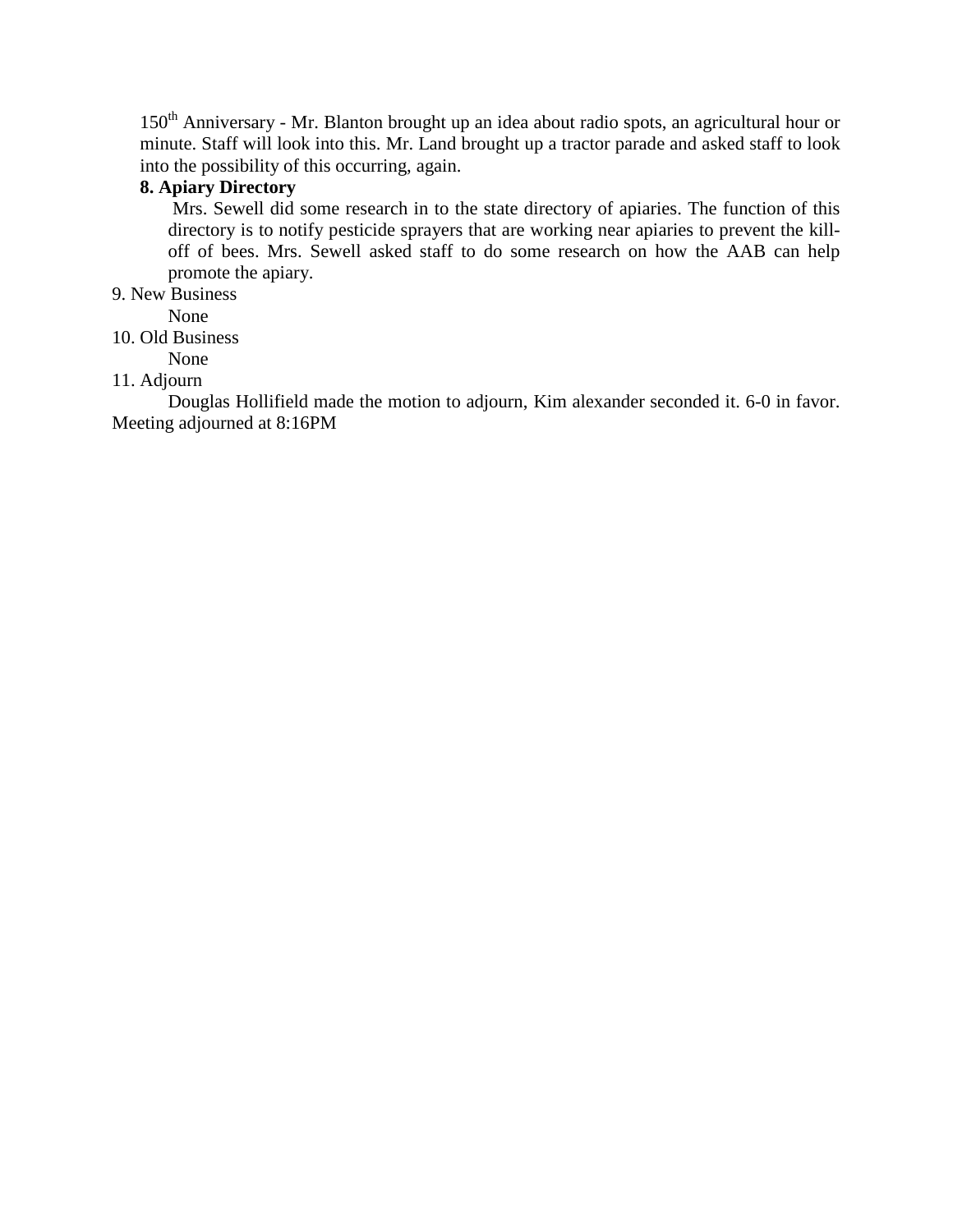150th Anniversary - Mr. Blanton brought up an idea about radio spots, an agricultural hour or minute. Staff will look into this. Mr. Land brought up a tractor parade and asked staff to look into the possibility of this occurring, again.

**8. Apiary Directory**

Mrs. Sewell did some research in to the state directory of apiaries. The function of this directory is to notify pesticide sprayers that are working near apiaries to prevent the kill-off of bees. Mrs. Sewell asked staff to do some research on how the AAB can help promote the apiary.

9. New Business

None

10. Old Business

None

11. Adjourn

Douglas Hollifield made the motion to adjourn, Kim alexander seconded it. 6-0 in favor. Meeting adjourned at 8:16PM